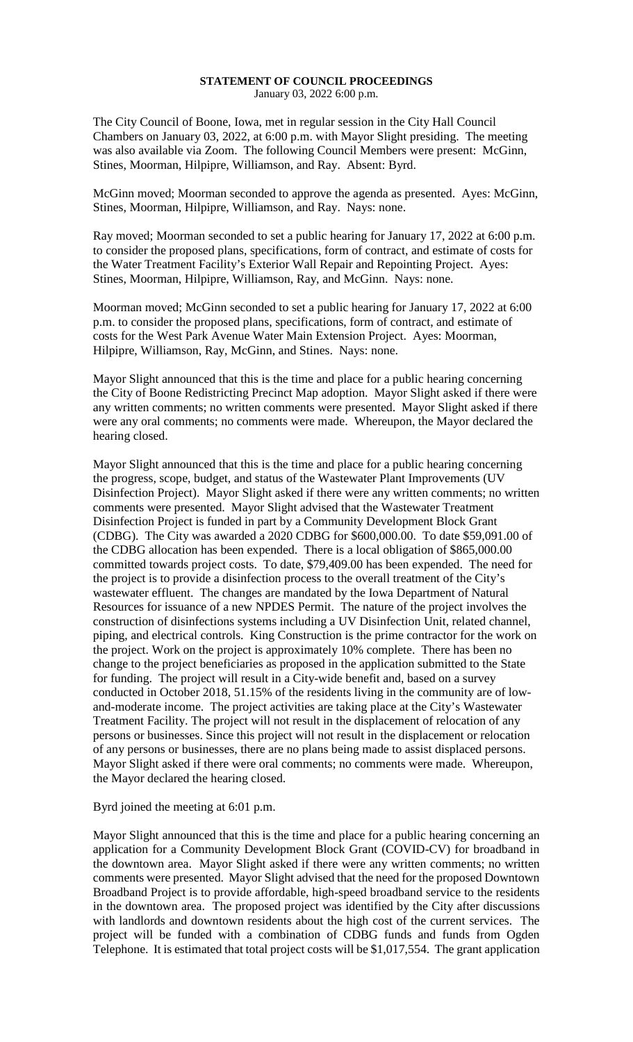# STATEMENT OF COUNCIL PROCEEDINGS

January 03, 2022 6:00 p.m.

The City Council of Boone, Iowa, met in regular session in the City Hall Council Chambers on January 03, 2022, at 6:00 p.m. with Mayor Slight presiding. The meeting was also available via Zoom. The following Council Members were present: McGinn, Stines, Moorman, Hilpipre, Williamson, and Ray. Absent: Byrd.

McGinn moved; Moorman seconded to approve the agenda as presented. Ayes: McGinn, Stines, Moorman, Hilpipre, Williamson, and Ray. Nays: none.

Ray moved; Moorman seconded to set a public hearing for January 17, 2022 at 6:00 p.m. to consider the proposed plans, specifications, form of contract, and estimate of costs for the Water Treatment Facility's Exterior Wall Repair and Repointing Project. Ayes: Stines, Moorman, Hilpipre, Williamson, Ray, and McGinn. Nays: none.

Moorman moved; McGinn seconded to set a public hearing for January 17, 2022 at 6:00 p.m. to consider the proposed plans, specifications, form of contract, and estimate of costs for the West Park Avenue Water Main Extension Project. Ayes: Moorman, Hilpipre, Williamson, Ray, McGinn, and Stines. Nays: none.

Mayor Slight announced that this is the time and place for a public hearing concerning the City of Boone Redistricting Precinct Map adoption. Mayor Slight asked if there were any written comments; no written comments were presented. Mayor Slight asked if there were any oral comments; no comments were made. Whereupon, the Mayor declared the hearing closed.

Mayor Slight announced that this is the time and place for a public hearing concerning the progress, scope, budget, and status of the Wastewater Plant Improvements (UV Disinfection Project). Mayor Slight asked if there were any written comments; no written comments were presented. Mayor Slight advised that the Wastewater Treatment Disinfection Project is funded in part by a Community Development Block Grant (CDBG). The City was awarded a 2020 CDBG for $600,000.00. To date $59,091.00 of the CDBG allocation has been expended. There is a local obligation of $865,000.00 committed towards project costs. To date, $79,409.00 has been expended. The need for the project is to provide a disinfection process to the overall treatment of the City's wastewater effluent. The changes are mandated by the Iowa Department of Natural Resources for issuance of a new NPDES Permit. The nature of the project involves the construction of disinfections systems including a UV Disinfection Unit, related channel, piping, and electrical controls. King Construction is the prime contractor for the work on the project. Work on the project is approximately 10% complete. There has been no change to the project beneficiaries as proposed in the application submitted to the State for funding. The project will result in a City-wide benefit and, based on a survey conducted in October 2018, 51.15% of the residents living in the community are of low-and-moderate income. The project activities are taking place at the City's Wastewater Treatment Facility. The project will not result in the displacement of relocation of any persons or businesses. Since this project will not result in the displacement or relocation of any persons or businesses, there are no plans being made to assist displaced persons. Mayor Slight asked if there were oral comments; no comments were made. Whereupon, the Mayor declared the hearing closed.

Byrd joined the meeting at 6:01 p.m.

Mayor Slight announced that this is the time and place for a public hearing concerning an application for a Community Development Block Grant (COVID-CV) for broadband in the downtown area. Mayor Slight asked if there were any written comments; no written comments were presented. Mayor Slight advised that the need for the proposed Downtown Broadband Project is to provide affordable, high-speed broadband service to the residents in the downtown area. The proposed project was identified by the City after discussions with landlords and downtown residents about the high cost of the current services. The project will be funded with a combination of CDBG funds and funds from Ogden Telephone. It is estimated that total project costs will be $1,017,554. The grant application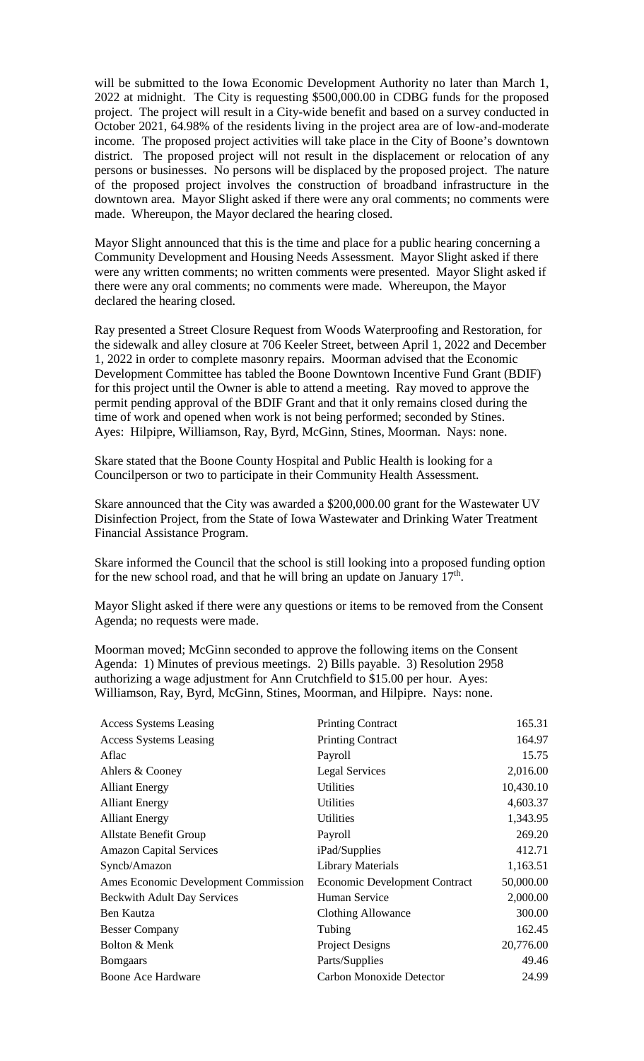will be submitted to the Iowa Economic Development Authority no later than March 1, 2022 at midnight. The City is requesting $500,000.00 in CDBG funds for the proposed project. The project will result in a City-wide benefit and based on a survey conducted in October 2021, 64.98% of the residents living in the project area are of low-and-moderate income. The proposed project activities will take place in the City of Boone's downtown district. The proposed project will not result in the displacement or relocation of any persons or businesses. No persons will be displaced by the proposed project. The nature of the proposed project involves the construction of broadband infrastructure in the downtown area. Mayor Slight asked if there were any oral comments; no comments were made. Whereupon, the Mayor declared the hearing closed.

Mayor Slight announced that this is the time and place for a public hearing concerning a Community Development and Housing Needs Assessment. Mayor Slight asked if there were any written comments; no written comments were presented. Mayor Slight asked if there were any oral comments; no comments were made. Whereupon, the Mayor declared the hearing closed.

Ray presented a Street Closure Request from Woods Waterproofing and Restoration, for the sidewalk and alley closure at 706 Keeler Street, between April 1, 2022 and December 1, 2022 in order to complete masonry repairs. Moorman advised that the Economic Development Committee has tabled the Boone Downtown Incentive Fund Grant (BDIF) for this project until the Owner is able to attend a meeting. Ray moved to approve the permit pending approval of the BDIF Grant and that it only remains closed during the time of work and opened when work is not being performed; seconded by Stines. Ayes: Hilpipre, Williamson, Ray, Byrd, McGinn, Stines, Moorman. Nays: none.

Skare stated that the Boone County Hospital and Public Health is looking for a Councilperson or two to participate in their Community Health Assessment.

Skare announced that the City was awarded a $200,000.00 grant for the Wastewater UV Disinfection Project, from the State of Iowa Wastewater and Drinking Water Treatment Financial Assistance Program.

Skare informed the Council that the school is still looking into a proposed funding option for the new school road, and that he will bring an update on January 17th.

Mayor Slight asked if there were any questions or items to be removed from the Consent Agenda; no requests were made.

Moorman moved; McGinn seconded to approve the following items on the Consent Agenda: 1) Minutes of previous meetings. 2) Bills payable. 3) Resolution 2958 authorizing a wage adjustment for Ann Crutchfield to $15.00 per hour. Ayes: Williamson, Ray, Byrd, McGinn, Stines, Moorman, and Hilpipre. Nays: none.

| | | |
|---|---|---|
| Access Systems Leasing | Printing Contract | 165.31 |
| Access Systems Leasing | Printing Contract | 164.97 |
| Aflac | Payroll | 15.75 |
| Ahlers & Cooney | Legal Services | 2,016.00 |
| Alliant Energy | Utilities | 10,430.10 |
| Alliant Energy | Utilities | 4,603.37 |
| Alliant Energy | Utilities | 1,343.95 |
| Allstate Benefit Group | Payroll | 269.20 |
| Amazon Capital Services | iPad/Supplies | 412.71 |
| Syncb/Amazon | Library Materials | 1,163.51 |
| Ames Economic Development Commission | Economic Development Contract | 50,000.00 |
| Beckwith Adult Day Services | Human Service | 2,000.00 |
| Ben Kautza | Clothing Allowance | 300.00 |
| Besser Company | Tubing | 162.45 |
| Bolton & Menk | Project Designs | 20,776.00 |
| Bomgaars | Parts/Supplies | 49.46 |
| Boone Ace Hardware | Carbon Monoxide Detector | 24.99 |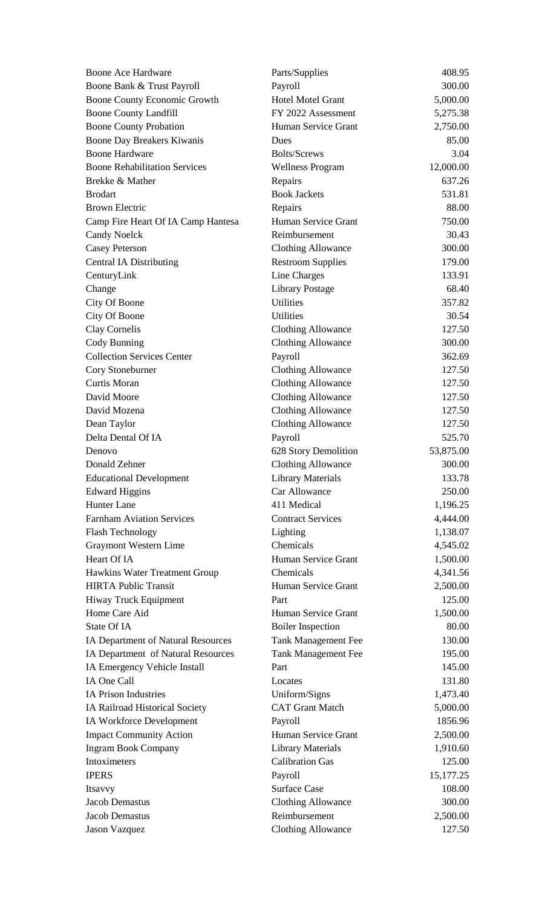| | | |
|---|---|---|
| Boone Ace Hardware | Parts/Supplies | 408.95 |
| Boone Bank & Trust Payroll | Payroll | 300.00 |
| Boone County Economic Growth | Hotel Motel Grant | 5,000.00 |
| Boone County Landfill | FY 2022 Assessment | 5,275.38 |
| Boone County Probation | Human Service Grant | 2,750.00 |
| Boone Day Breakers Kiwanis | Dues | 85.00 |
| Boone Hardware | Bolts/Screws | 3.04 |
| Boone Rehabilitation Services | Wellness Program | 12,000.00 |
| Brekke & Mather | Repairs | 637.26 |
| Brodart | Book Jackets | 531.81 |
| Brown Electric | Repairs | 88.00 |
| Camp Fire Heart Of IA Camp Hantesa | Human Service Grant | 750.00 |
| Candy Noelck | Reimbursement | 30.43 |
| Casey Peterson | Clothing Allowance | 300.00 |
| Central IA Distributing | Restroom Supplies | 179.00 |
| CenturyLink | Line Charges | 133.91 |
| Change | Library Postage | 68.40 |
| City Of Boone | Utilities | 357.82 |
| City Of Boone | Utilities | 30.54 |
| Clay Cornelis | Clothing Allowance | 127.50 |
| Cody Bunning | Clothing Allowance | 300.00 |
| Collection Services Center | Payroll | 362.69 |
| Cory Stoneburner | Clothing Allowance | 127.50 |
| Curtis Moran | Clothing Allowance | 127.50 |
| David Moore | Clothing Allowance | 127.50 |
| David Mozena | Clothing Allowance | 127.50 |
| Dean Taylor | Clothing Allowance | 127.50 |
| Delta Dental Of IA | Payroll | 525.70 |
| Denovo | 628 Story Demolition | 53,875.00 |
| Donald Zehner | Clothing Allowance | 300.00 |
| Educational Development | Library Materials | 133.78 |
| Edward Higgins | Car Allowance | 250.00 |
| Hunter Lane | 411 Medical | 1,196.25 |
| Farnham Aviation Services | Contract Services | 4,444.00 |
| Flash Technology | Lighting | 1,138.07 |
| Graymont Western Lime | Chemicals | 4,545.02 |
| Heart Of IA | Human Service Grant | 1,500.00 |
| Hawkins Water Treatment Group | Chemicals | 4,341.56 |
| HIRTA Public Transit | Human Service Grant | 2,500.00 |
| Hiway Truck Equipment | Part | 125.00 |
| Home Care Aid | Human Service Grant | 1,500.00 |
| State Of IA | Boiler Inspection | 80.00 |
| IA Department of Natural Resources | Tank Management Fee | 130.00 |
| IA Department of Natural Resources | Tank Management Fee | 195.00 |
| IA Emergency Vehicle Install | Part | 145.00 |
| IA One Call | Locates | 131.80 |
| IA Prison Industries | Uniform/Signs | 1,473.40 |
| IA Railroad Historical Society | CAT Grant Match | 5,000.00 |
| IA Workforce Development | Payroll | 1856.96 |
| Impact Community Action | Human Service Grant | 2,500.00 |
| Ingram Book Company | Library Materials | 1,910.60 |
| Intoximeters | Calibration Gas | 125.00 |
| IPERS | Payroll | 15,177.25 |
| Itsavvy | Surface Case | 108.00 |
| Jacob Demastus | Clothing Allowance | 300.00 |
| Jacob Demastus | Reimbursement | 2,500.00 |
| Jason Vazquez | Clothing Allowance | 127.50 |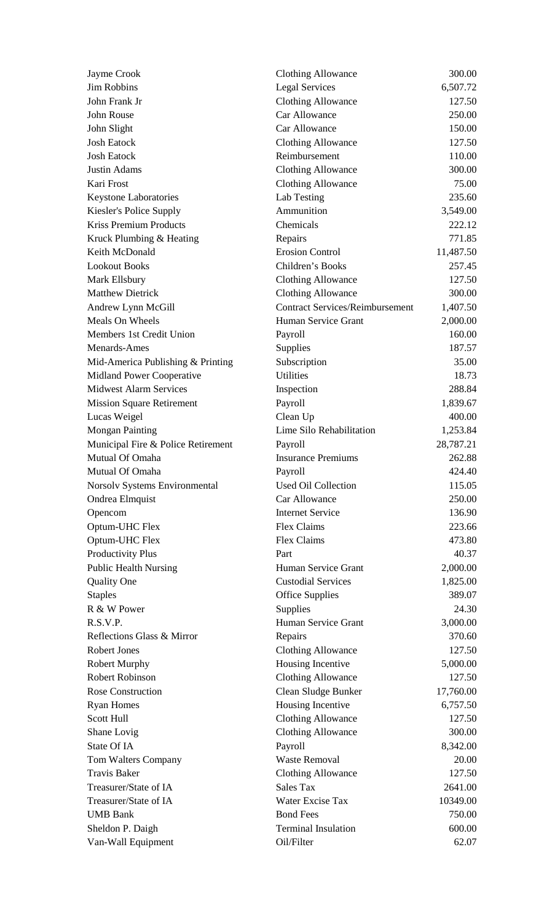| | | |
|---|---|---|
| Jayme Crook | Clothing Allowance | 300.00 |
| Jim Robbins | Legal Services | 6,507.72 |
| John Frank Jr | Clothing Allowance | 127.50 |
| John Rouse | Car Allowance | 250.00 |
| John Slight | Car Allowance | 150.00 |
| Josh Eatock | Clothing Allowance | 127.50 |
| Josh Eatock | Reimbursement | 110.00 |
| Justin Adams | Clothing Allowance | 300.00 |
| Kari Frost | Clothing Allowance | 75.00 |
| Keystone Laboratories | Lab Testing | 235.60 |
| Kiesler's Police Supply | Ammunition | 3,549.00 |
| Kriss Premium Products | Chemicals | 222.12 |
| Kruck Plumbing & Heating | Repairs | 771.85 |
| Keith McDonald | Erosion Control | 11,487.50 |
| Lookout Books | Children's Books | 257.45 |
| Mark Ellsbury | Clothing Allowance | 127.50 |
| Matthew Dietrick | Clothing Allowance | 300.00 |
| Andrew Lynn McGill | Contract Services/Reimbursement | 1,407.50 |
| Meals On Wheels | Human Service Grant | 2,000.00 |
| Members 1st Credit Union | Payroll | 160.00 |
| Menards-Ames | Supplies | 187.57 |
| Mid-America Publishing & Printing | Subscription | 35.00 |
| Midland Power Cooperative | Utilities | 18.73 |
| Midwest Alarm Services | Inspection | 288.84 |
| Mission Square Retirement | Payroll | 1,839.67 |
| Lucas Weigel | Clean Up | 400.00 |
| Mongan Painting | Lime Silo Rehabilitation | 1,253.84 |
| Municipal Fire & Police Retirement | Payroll | 28,787.21 |
| Mutual Of Omaha | Insurance Premiums | 262.88 |
| Mutual Of Omaha | Payroll | 424.40 |
| Norsolv Systems Environmental | Used Oil Collection | 115.05 |
| Ondrea Elmquist | Car Allowance | 250.00 |
| Opencom | Internet Service | 136.90 |
| Optum-UHC Flex | Flex Claims | 223.66 |
| Optum-UHC Flex | Flex Claims | 473.80 |
| Productivity Plus | Part | 40.37 |
| Public Health Nursing | Human Service Grant | 2,000.00 |
| Quality One | Custodial Services | 1,825.00 |
| Staples | Office Supplies | 389.07 |
| R & W Power | Supplies | 24.30 |
| R.S.V.P. | Human Service Grant | 3,000.00 |
| Reflections Glass & Mirror | Repairs | 370.60 |
| Robert Jones | Clothing Allowance | 127.50 |
| Robert Murphy | Housing Incentive | 5,000.00 |
| Robert Robinson | Clothing Allowance | 127.50 |
| Rose Construction | Clean Sludge Bunker | 17,760.00 |
| Ryan Homes | Housing Incentive | 6,757.50 |
| Scott Hull | Clothing Allowance | 127.50 |
| Shane Lovig | Clothing Allowance | 300.00 |
| State Of IA | Payroll | 8,342.00 |
| Tom Walters Company | Waste Removal | 20.00 |
| Travis Baker | Clothing Allowance | 127.50 |
| Treasurer/State of IA | Sales Tax | 2641.00 |
| Treasurer/State of IA | Water Excise Tax | 10349.00 |
| UMB Bank | Bond Fees | 750.00 |
| Sheldon P. Daigh | Terminal Insulation | 600.00 |
| Van-Wall Equipment | Oil/Filter | 62.07 |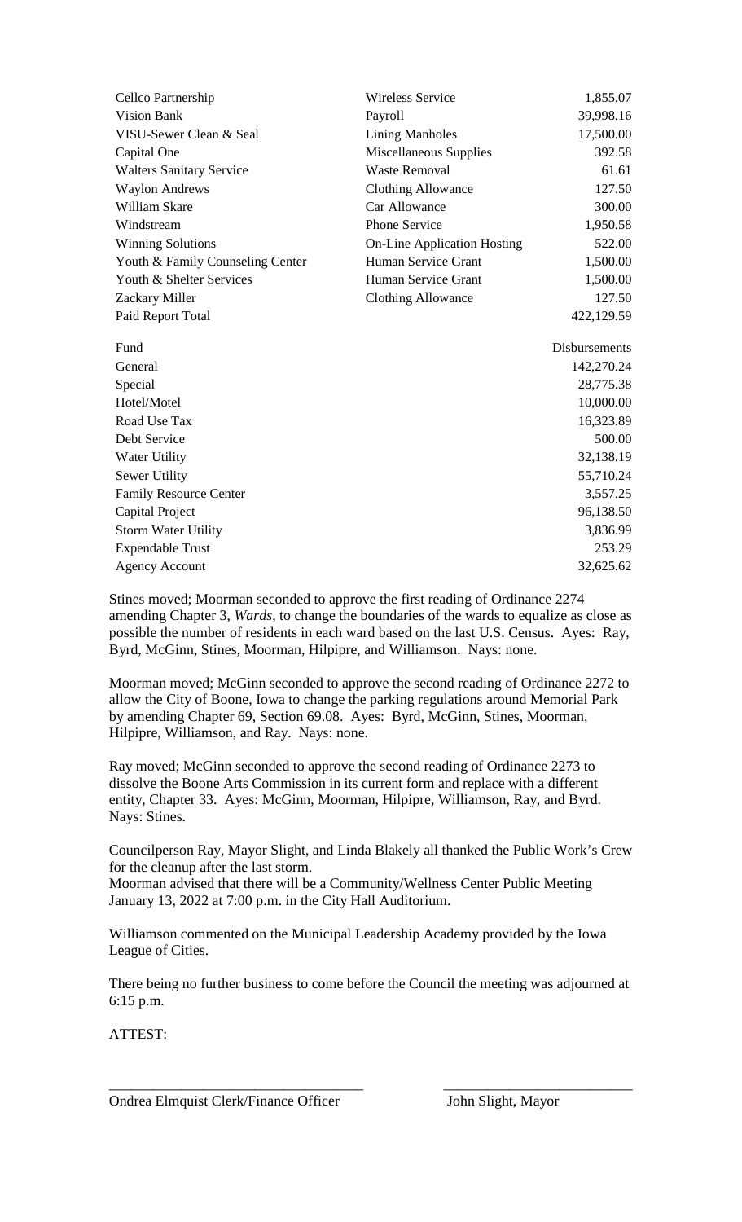| | | |
|---|---|---|
| Cellco Partnership | Wireless Service | 1,855.07 |
| Vision Bank | Payroll | 39,998.16 |
| VISU-Sewer Clean & Seal | Lining Manholes | 17,500.00 |
| Capital One | Miscellaneous Supplies | 392.58 |
| Walters Sanitary Service | Waste Removal | 61.61 |
| Waylon Andrews | Clothing Allowance | 127.50 |
| William Skare | Car Allowance | 300.00 |
| Windstream | Phone Service | 1,950.58 |
| Winning Solutions | On-Line Application Hosting | 522.00 |
| Youth & Family Counseling Center | Human Service Grant | 1,500.00 |
| Youth & Shelter Services | Human Service Grant | 1,500.00 |
| Zackary Miller | Clothing Allowance | 127.50 |
| Paid Report Total | | 422,129.59 |

| Fund | Disbursements |
|---|---|
| General | 142,270.24 |
| Special | 28,775.38 |
| Hotel/Motel | 10,000.00 |
| Road Use Tax | 16,323.89 |
| Debt Service | 500.00 |
| Water Utility | 32,138.19 |
| Sewer Utility | 55,710.24 |
| Family Resource Center | 3,557.25 |
| Capital Project | 96,138.50 |
| Storm Water Utility | 3,836.99 |
| Expendable Trust | 253.29 |
| Agency Account | 32,625.62 |

Stines moved; Moorman seconded to approve the first reading of Ordinance 2274 amending Chapter 3, *Wards*, to change the boundaries of the wards to equalize as close as possible the number of residents in each ward based on the last U.S. Census. Ayes: Ray, Byrd, McGinn, Stines, Moorman, Hilpipre, and Williamson. Nays: none.

Moorman moved; McGinn seconded to approve the second reading of Ordinance 2272 to allow the City of Boone, Iowa to change the parking regulations around Memorial Park by amending Chapter 69, Section 69.08. Ayes: Byrd, McGinn, Stines, Moorman, Hilpipre, Williamson, and Ray. Nays: none.

Ray moved; McGinn seconded to approve the second reading of Ordinance 2273 to dissolve the Boone Arts Commission in its current form and replace with a different entity, Chapter 33. Ayes: McGinn, Moorman, Hilpipre, Williamson, Ray, and Byrd. Nays: Stines.

Councilperson Ray, Mayor Slight, and Linda Blakely all thanked the Public Work's Crew for the cleanup after the last storm.
Moorman advised that there will be a Community/Wellness Center Public Meeting January 13, 2022 at 7:00 p.m. in the City Hall Auditorium.

Williamson commented on the Municipal Leadership Academy provided by the Iowa League of Cities.

There being no further business to come before the Council the meeting was adjourned at 6:15 p.m.

ATTEST:

___________________________________ ___________________________

Ondrea Elmquist Clerk/Finance Officer John Slight, Mayor